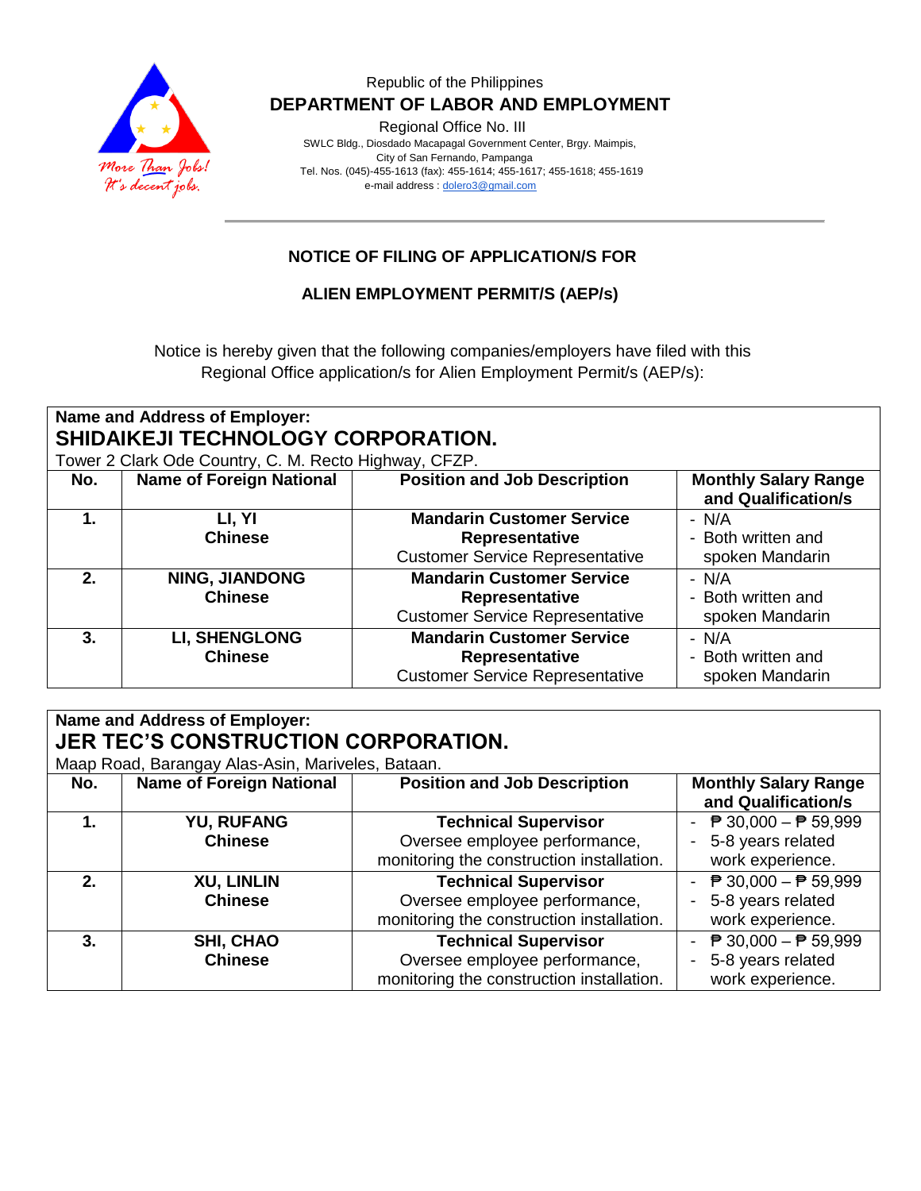Republic of the Philippines

**DEPARTMENT OF LABOR AND EMPLOYMENT**

Regional Office No. III

SWLC Bldg., Diosdado Macapagal Government Center, Brgy. Maimpis,
City of San Fernando, Pampanga
Tel. Nos. (045)-455-1613 (fax): 455-1614; 455-1617; 455-1618; 455-1619
e-mail address : dolero3@gmail.com

More Than Jobs! It's decent jobs.

## NOTICE OF FILING OF APPLICATION/S FOR

## ALIEN EMPLOYMENT PERMIT/S (AEP/s)

Notice is hereby given that the following companies/employers have filed with this Regional Office application/s for Alien Employment Permit/s (AEP/s):

**Name and Address of Employer:**
**SHIDAIKEJI TECHNOLOGY CORPORATION.**
Tower 2 Clark Ode Country, C. M. Recto Highway, CFZP.

| No. | Name of Foreign National | Position and Job Description | Monthly Salary Range and Qualification/s |
|---|---|---|---|
| **1.** | **LI, YI**<br>**Chinese** | **Mandarin Customer Service Representative**<br>Customer Service Representative | - N/A<br>- Both written and spoken Mandarin |
| **2.** | **NING, JIANDONG**<br>**Chinese** | **Mandarin Customer Service Representative**<br>Customer Service Representative | - N/A<br>- Both written and spoken Mandarin |
| **3.** | **LI, SHENGLONG**<br>**Chinese** | **Mandarin Customer Service Representative**<br>Customer Service Representative | - N/A<br>- Both written and spoken Mandarin |

**Name and Address of Employer:**
**JER TEC'S CONSTRUCTION CORPORATION.**
Maap Road, Barangay Alas-Asin, Mariveles, Bataan.

| No. | Name of Foreign National | Position and Job Description | Monthly Salary Range and Qualification/s |
|---|---|---|---|
| **1.** | **YU, RUFANG**<br>**Chinese** | **Technical Supervisor**<br>Oversee employee performance, monitoring the construction installation. | - ₱ 30,000 – ₱ 59,999<br>- 5-8 years related work experience. |
| **2.** | **XU, LINLIN**<br>**Chinese** | **Technical Supervisor**<br>Oversee employee performance, monitoring the construction installation. | - ₱ 30,000 – ₱ 59,999<br>- 5-8 years related work experience. |
| **3.** | **SHI, CHAO**<br>**Chinese** | **Technical Supervisor**<br>Oversee employee performance, monitoring the construction installation. | - ₱ 30,000 – ₱ 59,999<br>- 5-8 years related work experience. |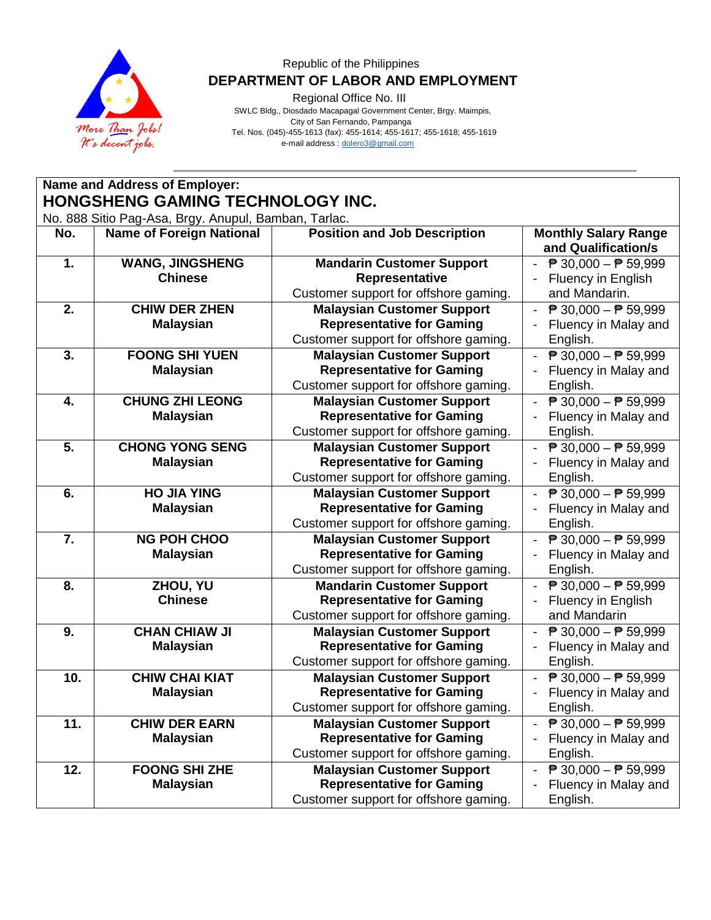Republic of the Philippines

**DEPARTMENT OF LABOR AND EMPLOYMENT**

Regional Office No. III

SWLC Bldg., Diosdado Macapagal Government Center, Brgy. Maimpis,
City of San Fernando, Pampanga
Tel. Nos. (045)-455-1613 (fax): 455-1614; 455-1617; 455-1618; 455-1619
e-mail address : dolero3@gmail.com

**Name and Address of Employer:**

## HONGSHENG GAMING TECHNOLOGY INC.

No. 888 Sitio Pag-Asa, Brgy. Anupul, Bamban, Tarlac.

| No. | Name of Foreign National | Position and Job Description | Monthly Salary Range and Qualification/s |
|---|---|---|---|
| 1. | **WANG, JINGSHENG** **Chinese** | **Mandarin Customer Support Representative** Customer support for offshore gaming. | - ₱ 30,000 – ₱ 59,999 - Fluency in English and Mandarin. |
| 2. | **CHIW DER ZHEN** **Malaysian** | **Malaysian Customer Support Representative for Gaming** Customer support for offshore gaming. | - ₱ 30,000 – ₱ 59,999 - Fluency in Malay and English. |
| 3. | **FOONG SHI YUEN** **Malaysian** | **Malaysian Customer Support Representative for Gaming** Customer support for offshore gaming. | - ₱ 30,000 – ₱ 59,999 - Fluency in Malay and English. |
| 4. | **CHUNG ZHI LEONG** **Malaysian** | **Malaysian Customer Support Representative for Gaming** Customer support for offshore gaming. | - ₱ 30,000 – ₱ 59,999 - Fluency in Malay and English. |
| 5. | **CHONG YONG SENG** **Malaysian** | **Malaysian Customer Support Representative for Gaming** Customer support for offshore gaming. | - ₱ 30,000 – ₱ 59,999 - Fluency in Malay and English. |
| 6. | **HO JIA YING** **Malaysian** | **Malaysian Customer Support Representative for Gaming** Customer support for offshore gaming. | - ₱ 30,000 – ₱ 59,999 - Fluency in Malay and English. |
| 7. | **NG POH CHOO** **Malaysian** | **Malaysian Customer Support Representative for Gaming** Customer support for offshore gaming. | - ₱ 30,000 – ₱ 59,999 - Fluency in Malay and English. |
| 8. | **ZHOU, YU** **Chinese** | **Mandarin Customer Support Representative for Gaming** Customer support for offshore gaming. | - ₱ 30,000 – ₱ 59,999 - Fluency in English and Mandarin |
| 9. | **CHAN CHIAW JI** **Malaysian** | **Malaysian Customer Support Representative for Gaming** Customer support for offshore gaming. | - ₱ 30,000 – ₱ 59,999 - Fluency in Malay and English. |
| 10. | **CHIW CHAI KIAT** **Malaysian** | **Malaysian Customer Support Representative for Gaming** Customer support for offshore gaming. | - ₱ 30,000 – ₱ 59,999 - Fluency in Malay and English. |
| 11. | **CHIW DER EARN** **Malaysian** | **Malaysian Customer Support Representative for Gaming** Customer support for offshore gaming. | - ₱ 30,000 – ₱ 59,999 - Fluency in Malay and English. |
| 12. | **FOONG SHI ZHE** **Malaysian** | **Malaysian Customer Support Representative for Gaming** Customer support for offshore gaming. | - ₱ 30,000 – ₱ 59,999 - Fluency in Malay and English. |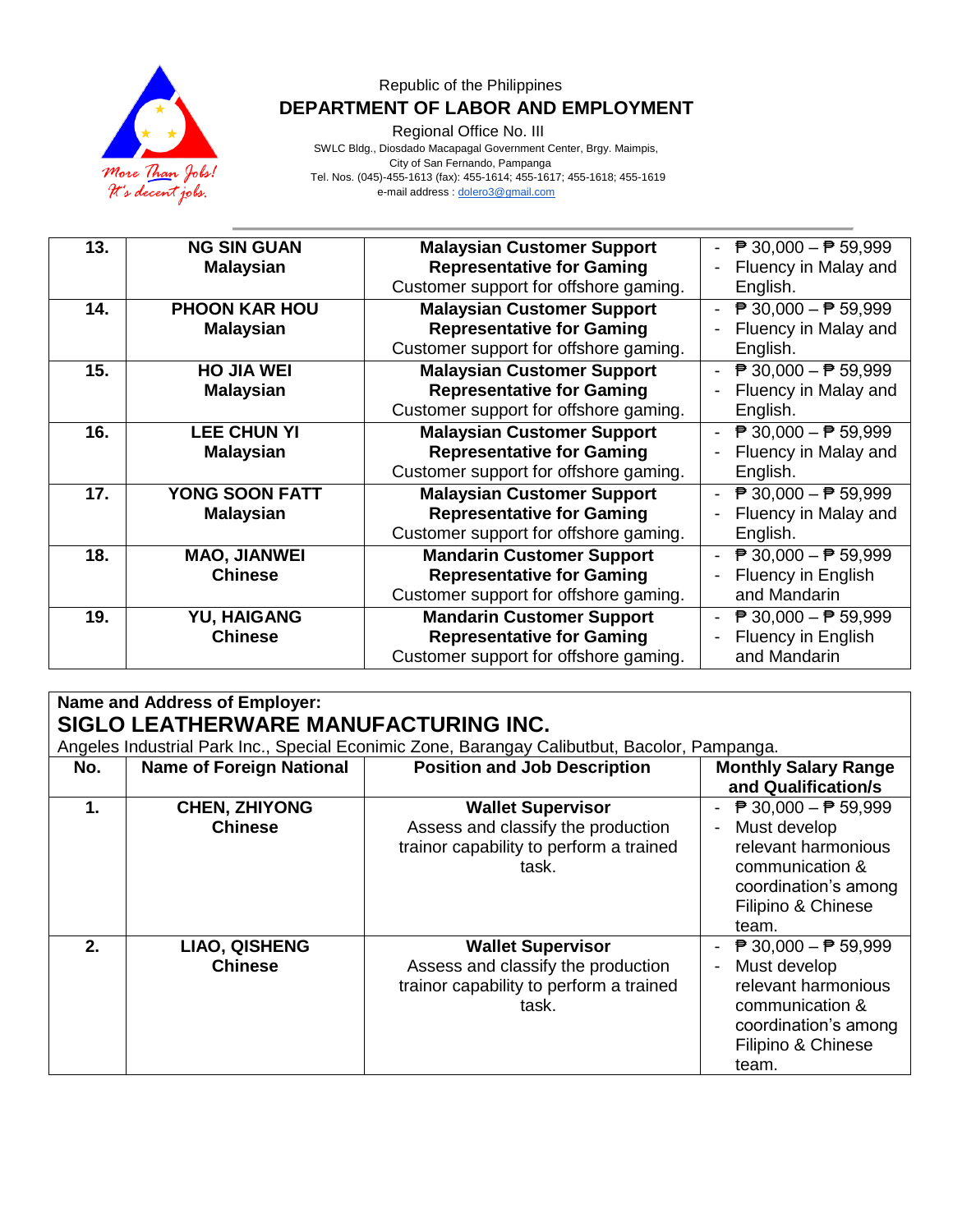Republic of the Philippines
**DEPARTMENT OF LABOR AND EMPLOYMENT**
Regional Office No. III
SWLC Bldg., Diosdado Macapagal Government Center, Brgy. Maimpis,
City of San Fernando, Pampanga
Tel. Nos. (045)-455-1613 (fax): 455-1614; 455-1617; 455-1618; 455-1619
e-mail address : dolero3@gmail.com

| | | | |
|---|---|---|---|
| **13.** | **NG SIN GUAN** **Malaysian** | **Malaysian Customer Support Representative for Gaming** Customer support for offshore gaming. | - ₱ 30,000 – ₱ 59,999 - Fluency in Malay and English. |
| **14.** | **PHOON KAR HOU** **Malaysian** | **Malaysian Customer Support Representative for Gaming** Customer support for offshore gaming. | - ₱ 30,000 – ₱ 59,999 - Fluency in Malay and English. |
| **15.** | **HO JIA WEI** **Malaysian** | **Malaysian Customer Support Representative for Gaming** Customer support for offshore gaming. | - ₱ 30,000 – ₱ 59,999 - Fluency in Malay and English. |
| **16.** | **LEE CHUN YI** **Malaysian** | **Malaysian Customer Support Representative for Gaming** Customer support for offshore gaming. | - ₱ 30,000 – ₱ 59,999 - Fluency in Malay and English. |
| **17.** | **YONG SOON FATT** **Malaysian** | **Malaysian Customer Support Representative for Gaming** Customer support for offshore gaming. | - ₱ 30,000 – ₱ 59,999 - Fluency in Malay and English. |
| **18.** | **MAO, JIANWEI** **Chinese** | **Mandarin Customer Support Representative for Gaming** Customer support for offshore gaming. | - ₱ 30,000 – ₱ 59,999 - Fluency in English and Mandarin |
| **19.** | **YU, HAIGANG** **Chinese** | **Mandarin Customer Support Representative for Gaming** Customer support for offshore gaming. | - ₱ 30,000 – ₱ 59,999 - Fluency in English and Mandarin |

**Name and Address of Employer:**
**SIGLO LEATHERWARE MANUFACTURING INC.**
Angeles Industrial Park Inc., Special Econimic Zone, Barangay Calibutbut, Bacolor, Pampanga.

| No. | Name of Foreign National | Position and Job Description | Monthly Salary Range and Qualification/s |
|---|---|---|---|
| **1.** | **CHEN, ZHIYONG** **Chinese** | **Wallet Supervisor** Assess and classify the production trainor capability to perform a trained task. | - ₱ 30,000 – ₱ 59,999 - Must develop relevant harmonious communication & coordination's among Filipino & Chinese team. |
| **2.** | **LIAO, QISHENG** **Chinese** | **Wallet Supervisor** Assess and classify the production trainor capability to perform a trained task. | - ₱ 30,000 – ₱ 59,999 - Must develop relevant harmonious communication & coordination's among Filipino & Chinese team. |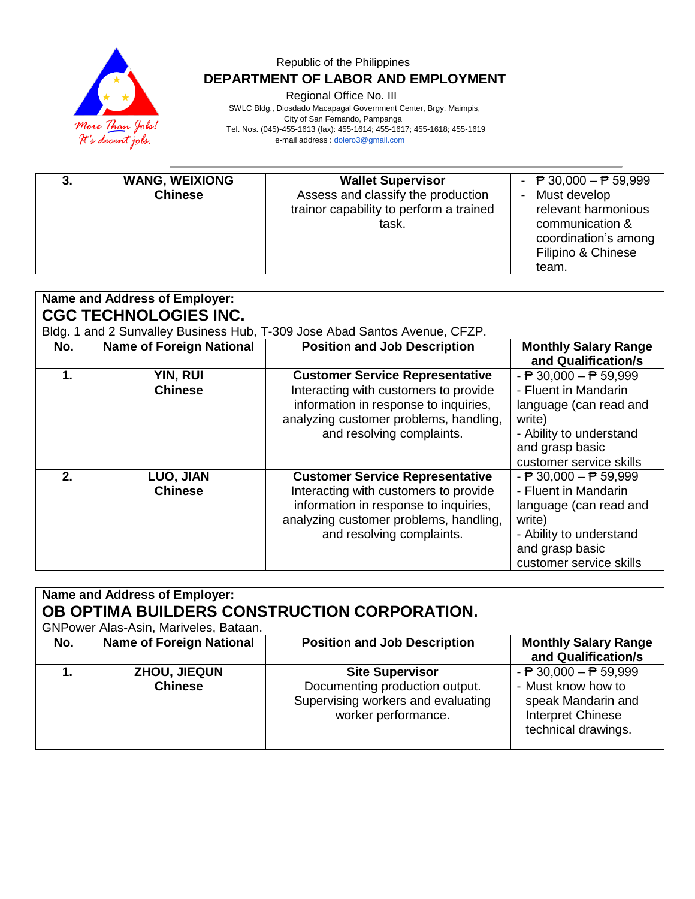Republic of the Philippines
**DEPARTMENT OF LABOR AND EMPLOYMENT**
Regional Office No. III
SWLC Bldg., Diosdado Macapagal Government Center, Brgy. Maimpis,
City of San Fernando, Pampanga
Tel. Nos. (045)-455-1613 (fax): 455-1614; 455-1617; 455-1618; 455-1619
e-mail address : dolero3@gmail.com

| | | | |
|---|---|---|---|
| **3.** | **WANG, WEIXIONG**<br>**Chinese** | **Wallet Supervisor**<br>Assess and classify the production trainor capability to perform a trained task. | - ₱ 30,000 – ₱ 59,999<br>- Must develop relevant harmonious communication's among Filipino & Chinese team. |

**Name and Address of Employer:**
## CGC TECHNOLOGIES INC.
Bldg. 1 and 2 Sunvalley Business Hub, T-309 Jose Abad Santos Avenue, CFZP.

| No. | Name of Foreign National | Position and Job Description | Monthly Salary Range and Qualification/s |
|---|---|---|---|
| **1.** | **YIN, RUI**<br>**Chinese** | **Customer Service Representative**<br>Interacting with customers to provide information in response to inquiries, analyzing customer problems, handling, and resolving complaints. | - ₱ 30,000 – ₱ 59,999<br>- Fluent in Mandarin language (can read and write)<br>- Ability to understand and grasp basic customer service skills |
| **2.** | **LUO, JIAN**<br>**Chinese** | **Customer Service Representative**<br>Interacting with customers to provide information in response to inquiries, analyzing customer problems, handling, and resolving complaints. | - ₱ 30,000 – ₱ 59,999<br>- Fluent in Mandarin language (can read and write)<br>- Ability to understand and grasp basic customer service skills |

**Name and Address of Employer:**
## OB OPTIMA BUILDERS CONSTRUCTION CORPORATION.
GNPower Alas-Asin, Mariveles, Bataan.

| No. | Name of Foreign National | Position and Job Description | Monthly Salary Range and Qualification/s |
|---|---|---|---|
| **1.** | **ZHOU, JIEQUN**<br>**Chinese** | **Site Supervisor**<br>Documenting production output. Supervising workers and evaluating worker performance. | - ₱ 30,000 – ₱ 59,999<br>- Must know how to speak Mandarin and Interpret Chinese technical drawings. |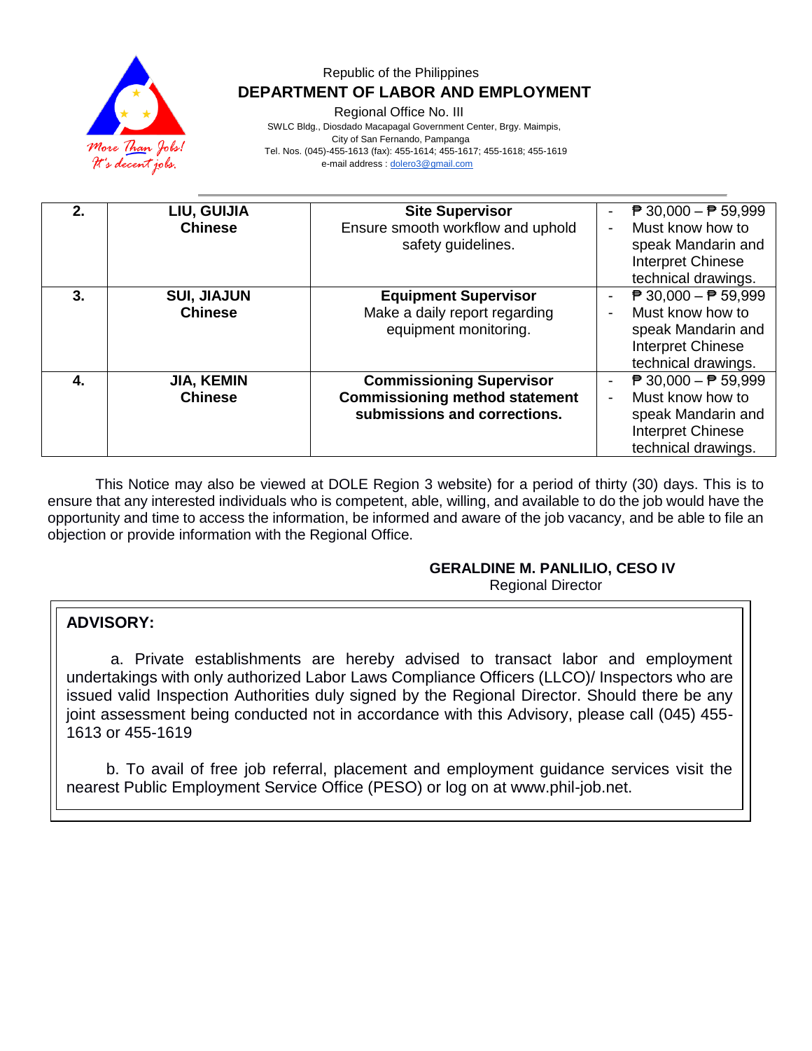Republic of the Philippines
**DEPARTMENT OF LABOR AND EMPLOYMENT**
Regional Office No. III
SWLC Bldg., Diosdado Macapagal Government Center, Brgy. Maimpis,
City of San Fernando, Pampanga
Tel. Nos. (045)-455-1613 (fax): 455-1614; 455-1617; 455-1618; 455-1619
e-mail address : dolero3@gmail.com

| | | | |
|---|---|---|---|
| **2.** | **LIU, GUIJIA**<br>**Chinese** | **Site Supervisor**<br>Ensure smooth workflow and uphold safety guidelines. | - ₱ 30,000 – ₱ 59,999<br>- Must know how to speak Mandarin and Interpret Chinese technical drawings. |
| **3.** | **SUI, JIAJUN**<br>**Chinese** | **Equipment Supervisor**<br>Make a daily report regarding equipment monitoring. | - ₱ 30,000 – ₱ 59,999<br>- Must know how to speak Mandarin and Interpret Chinese technical drawings. |
| **4.** | **JIA, KEMIN**<br>**Chinese** | **Commissioning Supervisor**<br>**Commissioning method statement submissions and corrections.** | - ₱ 30,000 – ₱ 59,999<br>- Must know how to speak Mandarin and Interpret Chinese technical drawings. |

This Notice may also be viewed at DOLE Region 3 website) for a period of thirty (30) days. This is to ensure that any interested individuals who is competent, able, willing, and available to do the job would have the opportunity and time to access the information, be informed and aware of the job vacancy, and be able to file an objection or provide information with the Regional Office.

**GERALDINE M. PANLILIO, CESO IV**
Regional Director

**ADVISORY:**

a. Private establishments are hereby advised to transact labor and employment undertakings with only authorized Labor Laws Compliance Officers (LLCO)/ Inspectors who are issued valid Inspection Authorities duly signed by the Regional Director. Should there be any joint assessment being conducted not in accordance with this Advisory, please call (045) 455-1613 or 455-1619

b. To avail of free job referral, placement and employment guidance services visit the nearest Public Employment Service Office (PESO) or log on at www.phil-job.net.